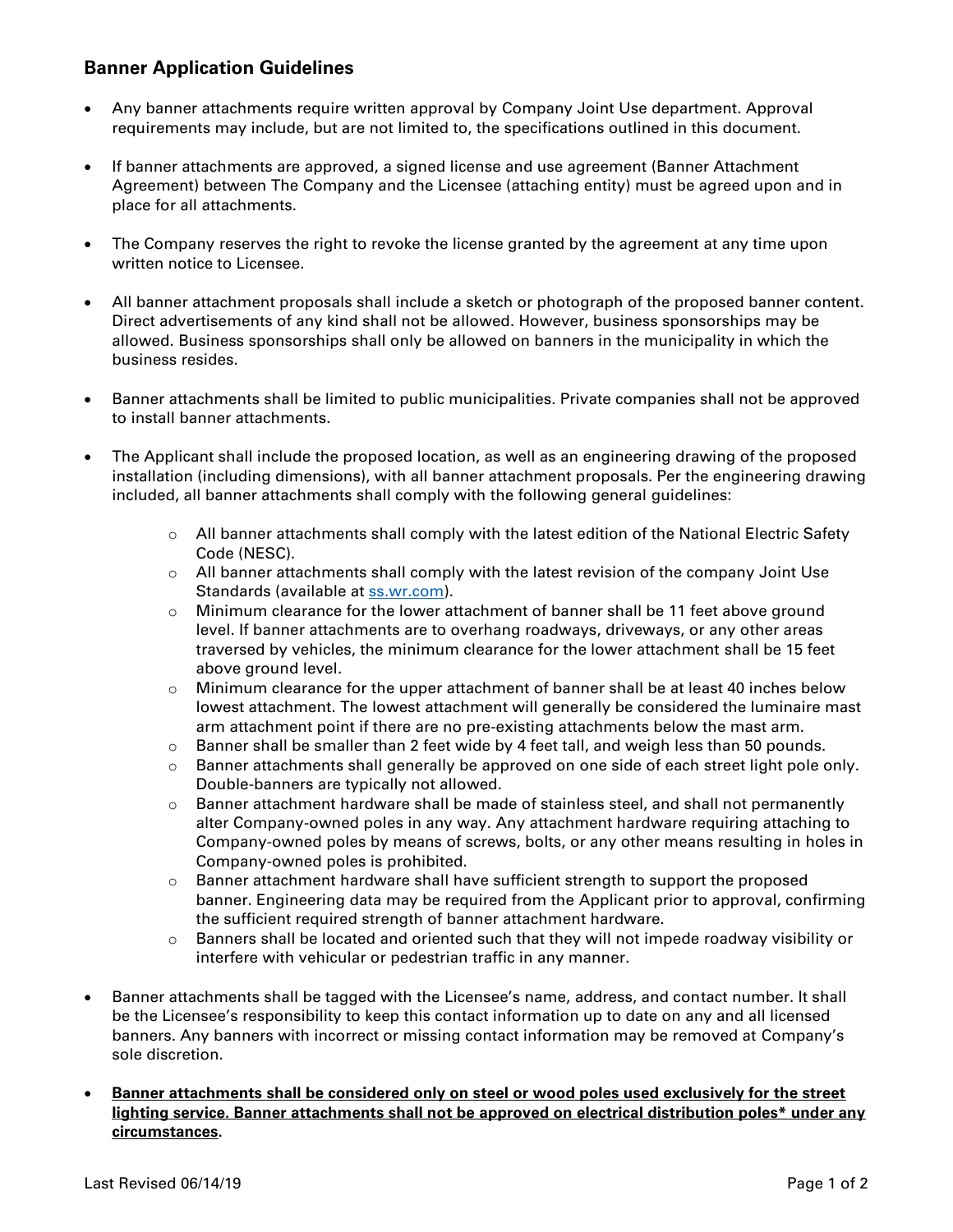## Banner Application Guidelines

- Any banner attachments require written approval by Company Joint Use department. Approval requirements may include, but are not limited to, the specifications outlined in this document.

- If banner attachments are approved, a signed license and use agreement (Banner Attachment Agreement) between The Company and the Licensee (attaching entity) must be agreed upon and in place for all attachments.

- The Company reserves the right to revoke the license granted by the agreement at any time upon written notice to Licensee.

- All banner attachment proposals shall include a sketch or photograph of the proposed banner content. Direct advertisements of any kind shall not be allowed. However, business sponsorships may be allowed. Business sponsorships shall only be allowed on banners in the municipality in which the business resides.

- Banner attachments shall be limited to public municipalities. Private companies shall not be approved to install banner attachments.

- The Applicant shall include the proposed location, as well as an engineering drawing of the proposed installation (including dimensions), with all banner attachment proposals. Per the engineering drawing included, all banner attachments shall comply with the following general guidelines:

    - All banner attachments shall comply with the latest edition of the National Electric Safety Code (NESC).
    - All banner attachments shall comply with the latest revision of the company Joint Use Standards (available at [ss.wr.com](ss.wr.com)).
    - Minimum clearance for the lower attachment of banner shall be 11 feet above ground level. If banner attachments are to overhang roadways, driveways, or any other areas traversed by vehicles, the minimum clearance for the lower attachment shall be 15 feet above ground level.
    - Minimum clearance for the upper attachment of banner shall be at least 40 inches below lowest attachment. The lowest attachment will generally be considered the luminaire mast arm attachment point if there are no pre-existing attachments below the mast arm.
    - Banner shall be smaller than 2 feet wide by 4 feet tall, and weigh less than 50 pounds.
    - Banner attachments shall generally be approved on one side of each street light pole only. Double-banners are typically not allowed.
    - Banner attachment hardware shall be made of stainless steel, and shall not permanently alter Company-owned poles in any way. Any attachment hardware requiring attaching to Company-owned poles by means of screws, bolts, or any other means resulting in holes in Company-owned poles is prohibited.
    - Banner attachment hardware shall have sufficient strength to support the proposed banner. Engineering data may be required from the Applicant prior to approval, confirming the sufficient required strength of banner attachment hardware.
    - Banners shall be located and oriented such that they will not impede roadway visibility or interfere with vehicular or pedestrian traffic in any manner.

- Banner attachments shall be tagged with the Licensee's name, address, and contact number. It shall be the Licensee's responsibility to keep this contact information up to date on any and all licensed banners. Any banners with incorrect or missing contact information may be removed at Company's sole discretion.

- **Banner attachments shall be considered only on steel or wood poles used exclusively for the street lighting service. Banner attachments shall not be approved on electrical distribution poles* under any circumstances.**

Last Revised 06/14/19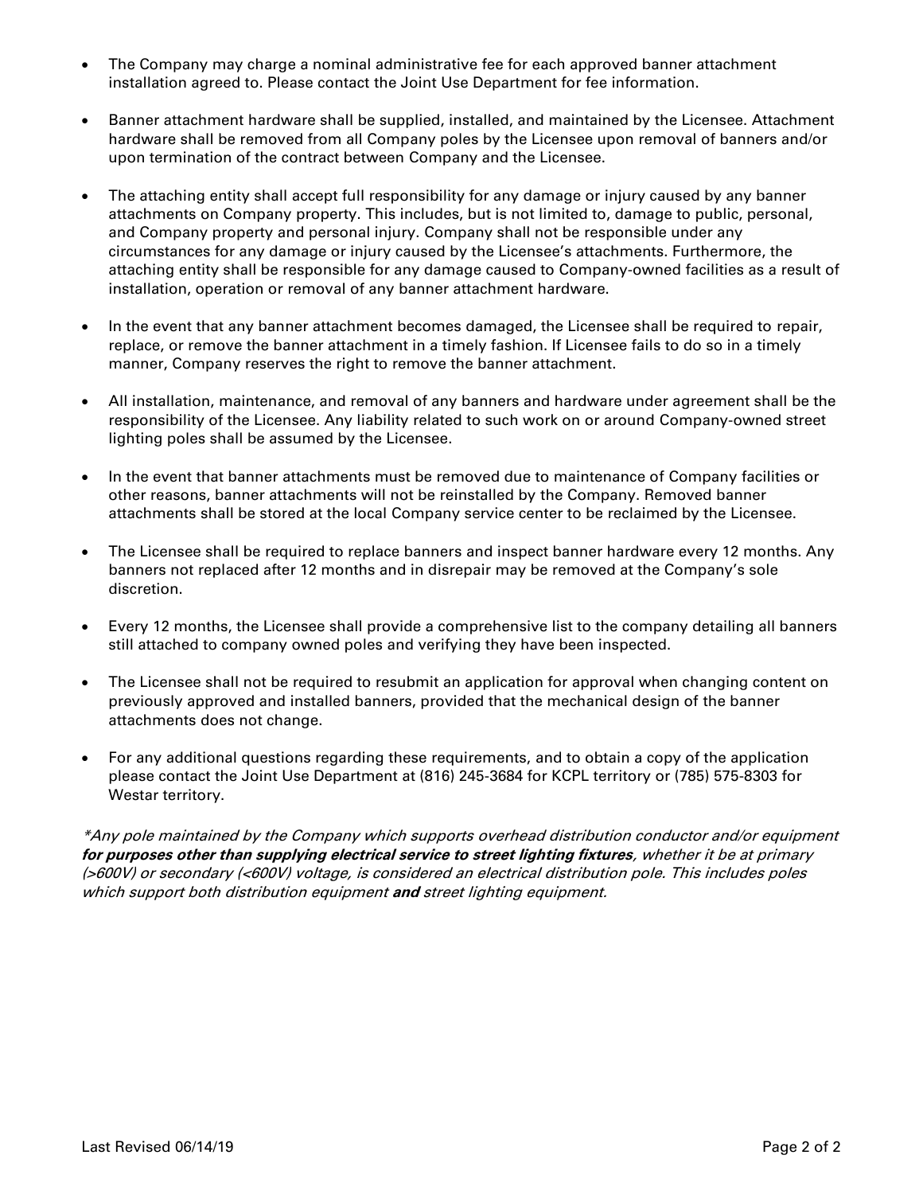- The Company may charge a nominal administrative fee for each approved banner attachment installation agreed to. Please contact the Joint Use Department for fee information.

- Banner attachment hardware shall be supplied, installed, and maintained by the Licensee. Attachment hardware shall be removed from all Company poles by the Licensee upon removal of banners and/or upon termination of the contract between Company and the Licensee.

- The attaching entity shall accept full responsibility for any damage or injury caused by any banner attachments on Company property. This includes, but is not limited to, damage to public, personal, and Company property and personal injury. Company shall not be responsible under any circumstances for any damage or injury caused by the Licensee's attachments. Furthermore, the attaching entity shall be responsible for any damage caused to Company-owned facilities as a result of installation, operation or removal of any banner attachment hardware.

- In the event that any banner attachment becomes damaged, the Licensee shall be required to repair, replace, or remove the banner attachment in a timely fashion. If Licensee fails to do so in a timely manner, Company reserves the right to remove the banner attachment.

- All installation, maintenance, and removal of any banners and hardware under agreement shall be the responsibility of the Licensee. Any liability related to such work on or around Company-owned street lighting poles shall be assumed by the Licensee.

- In the event that banner attachments must be removed due to maintenance of Company facilities or other reasons, banner attachments will not be reinstalled by the Company. Removed banner attachments shall be stored at the local Company service center to be reclaimed by the Licensee.

- The Licensee shall be required to replace banners and inspect banner hardware every 12 months. Any banners not replaced after 12 months and in disrepair may be removed at the Company's sole discretion.

- Every 12 months, the Licensee shall provide a comprehensive list to the company detailing all banners still attached to company owned poles and verifying they have been inspected.

- The Licensee shall not be required to resubmit an application for approval when changing content on previously approved and installed banners, provided that the mechanical design of the banner attachments does not change.

- For any additional questions regarding these requirements, and to obtain a copy of the application please contact the Joint Use Department at (816) 245-3684 for KCPL territory or (785) 575-8303 for Westar territory.

*\*Any pole maintained by the Company which supports overhead distribution conductor and/or equipment **for purposes other than supplying electrical service to street lighting fixtures**, whether it be at primary (>600V) or secondary (<600V) voltage, is considered an electrical distribution pole. This includes poles which support both distribution equipment **and** street lighting equipment.*

Last Revised 06/14/19